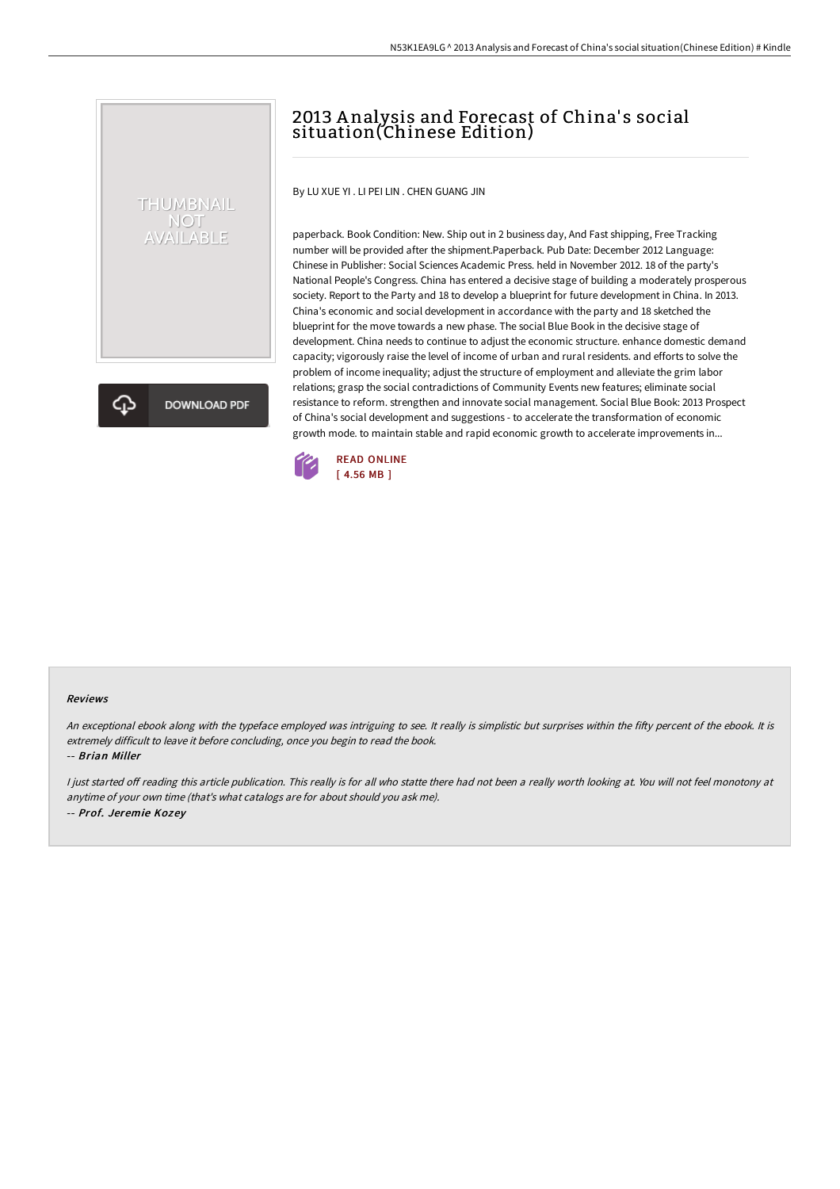# 2013 Analysis and Forecast of China's social situation(Chinese Edition)

By LU XUE YI . LI PEI LIN . CHEN GUANG JIN

paperback. Book Condition: New. Ship out in 2 business day, And Fast shipping, Free Tracking number will be provided after the shipment.Paperback. Pub Date: December 2012 Language: Chinese in Publisher: Social Sciences Academic Press. held in November 2012. 18 of the party's National People's Congress. China has entered a decisive stage of building a moderately prosperous society. Report to the Party and 18 to develop a blueprint for future development in China. In 2013. China's economic and social development in accordance with the party and 18 sketched the blueprint for the move towards a new phase. The social Blue Book in the decisive stage of development. China needs to continue to adjust the economic structure. enhance domestic demand capacity; vigorously raise the level of income of urban and rural residents. and efforts to solve the problem of income inequality; adjust the structure of employment and alleviate the grim labor relations; grasp the social contradictions of Community Events new features; eliminate social resistance to reform. strengthen and innovate social management. Social Blue Book: 2013 Prospect of China's social development and suggestions - to accelerate the transformation of economic growth mode. to maintain stable and rapid economic growth to accelerate improvements in...

READ ONLINE
[ 4.56 MB ]

#### Reviews

*An exceptional ebook along with the typeface employed was intriguing to see. It really is simplistic but surprises within the fifty percent of the ebook. It is extremely difficult to leave it before concluding, once you begin to read the book.*

-- *Brian Miller*

*I just started off reading this article publication. This really is for all who statte there had not been a really worth looking at. You will not feel monotony at anytime of your own time (that's what catalogs are for about should you ask me).*

-- *Prof. Jeremie Kozey*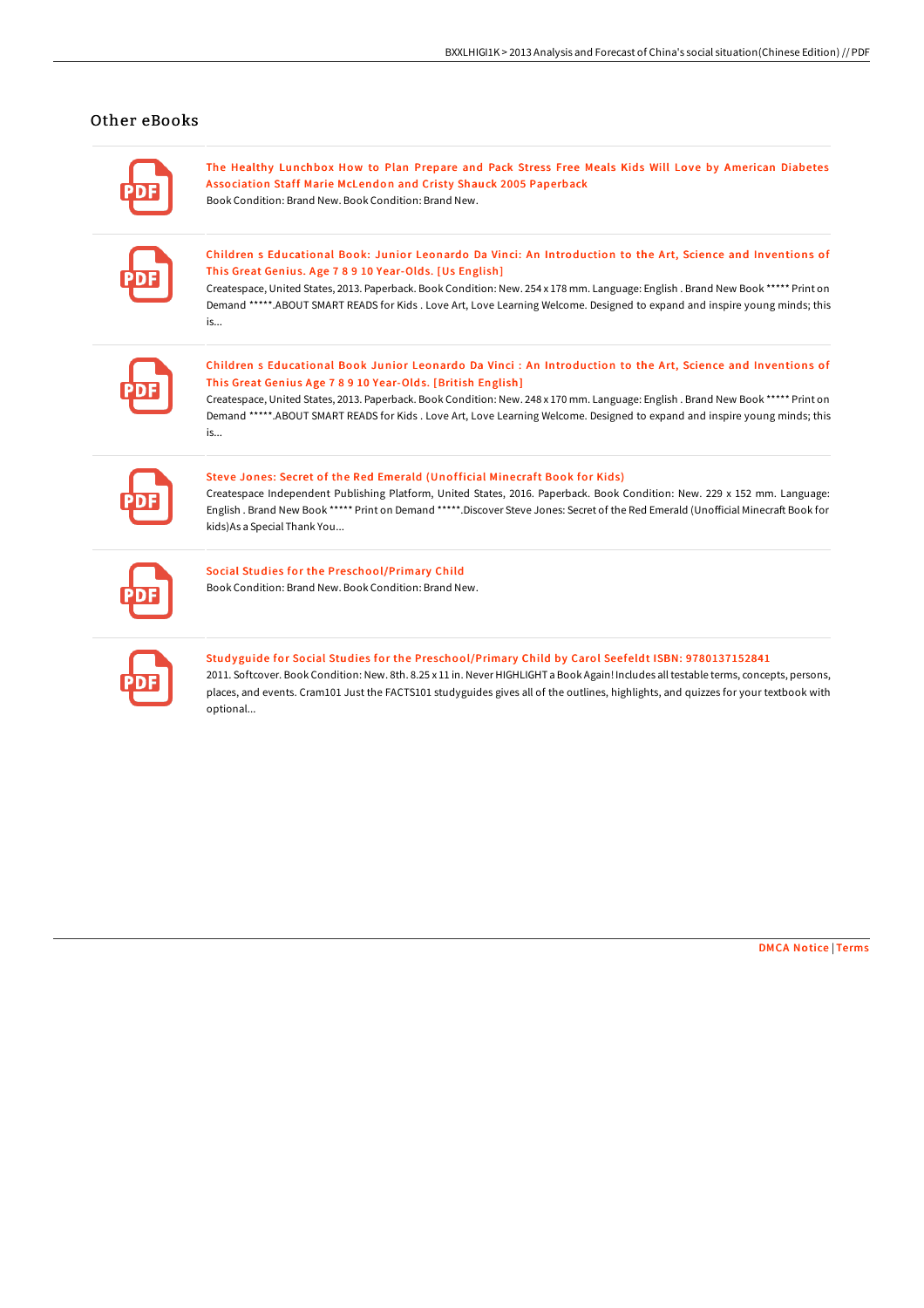## Other eBooks

**The Healthy Lunchbox How to Plan Prepare and Pack Stress Free Meals Kids Will Love by American Diabetes Association Staff Marie McLendon and Cristy Shauck 2005 Paperback**

Book Condition: Brand New. Book Condition: Brand New.

**Children s Educational Book: Junior Leonardo Da Vinci: An Introduction to the Art, Science and Inventions of This Great Genius. Age 7 8 9 10 Year-Olds. [Us English]**

Createspace, United States, 2013. Paperback. Book Condition: New. 254 x 178 mm. Language: English . Brand New Book ***** Print on Demand *****.ABOUT SMART READS for Kids . Love Art, Love Learning Welcome. Designed to expand and inspire young minds; this is...

**Children s Educational Book Junior Leonardo Da Vinci : An Introduction to the Art, Science and Inventions of This Great Genius Age 7 8 9 10 Year-Olds. [British English]**

Createspace, United States, 2013. Paperback. Book Condition: New. 248 x 170 mm. Language: English . Brand New Book ***** Print on Demand *****.ABOUT SMART READS for Kids . Love Art, Love Learning Welcome. Designed to expand and inspire young minds; this is...

**Steve Jones: Secret of the Red Emerald (Unofficial Minecraft Book for Kids)**

Createspace Independent Publishing Platform, United States, 2016. Paperback. Book Condition: New. 229 x 152 mm. Language: English . Brand New Book ***** Print on Demand *****.Discover Steve Jones: Secret of the Red Emerald (Unofficial Minecraft Book for kids)As a Special Thank You...

**Social Studies for the Preschool/Primary Child**

Book Condition: Brand New. Book Condition: Brand New.

**Studyguide for Social Studies for the Preschool/Primary Child by Carol Seefeldt ISBN: 9780137152841**

2011. Softcover. Book Condition: New. 8th. 8.25 x 11 in. Never HIGHLIGHT a Book Again! Includes all testable terms, concepts, persons, places, and events. Cram101 Just the FACTS101 studyguides gives all of the outlines, highlights, and quizzes for your textbook with optional...